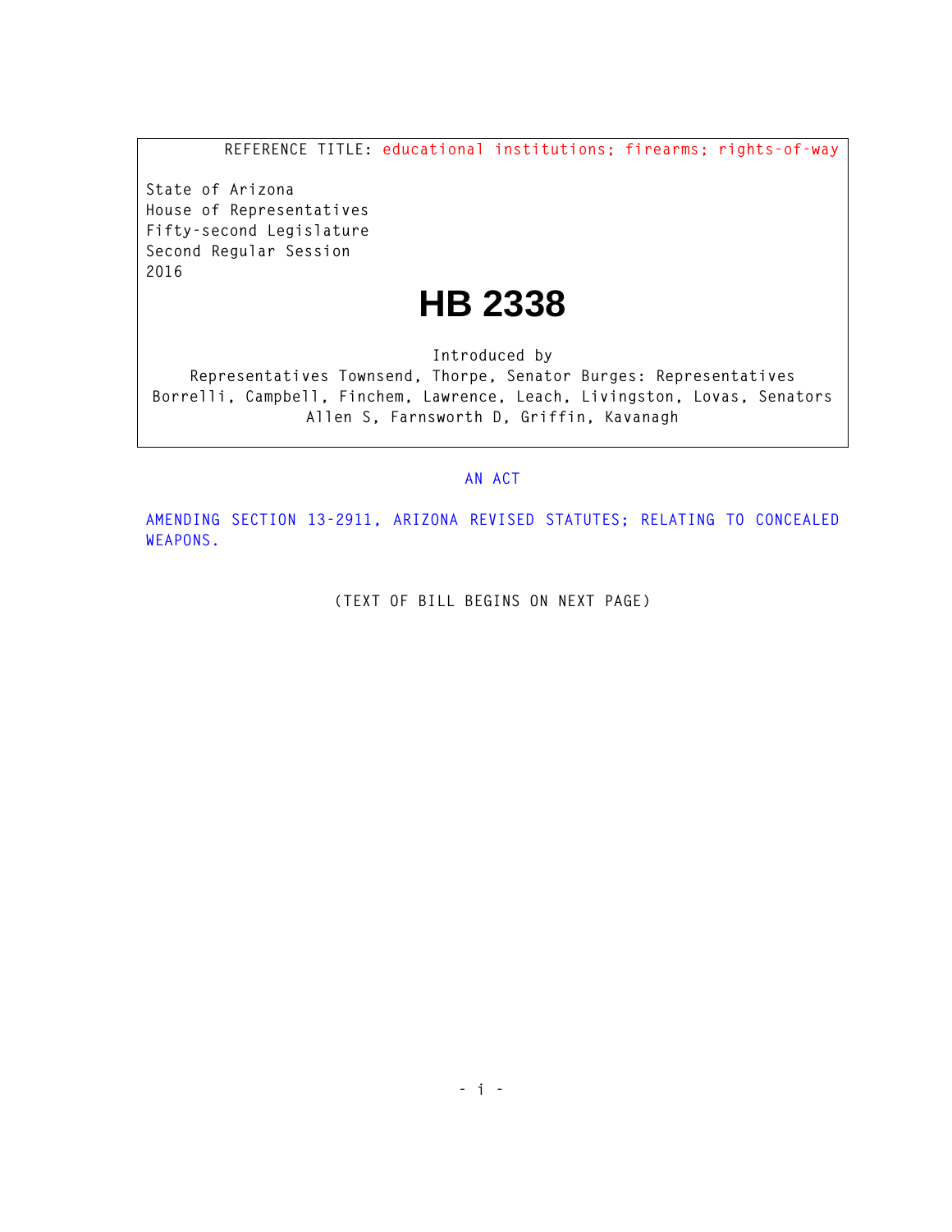REFERENCE TITLE: educational institutions; firearms; rights-of-way

State of Arizona
House of Representatives
Fifty-second Legislature
Second Regular Session
2016

# HB 2338

Introduced by
Representatives Townsend, Thorpe, Senator Burges: Representatives Borrelli, Campbell, Finchem, Lawrence, Leach, Livingston, Lovas, Senators Allen S, Farnsworth D, Griffin, Kavanagh

AN ACT

AMENDING SECTION 13-2911, ARIZONA REVISED STATUTES; RELATING TO CONCEALED WEAPONS.

(TEXT OF BILL BEGINS ON NEXT PAGE)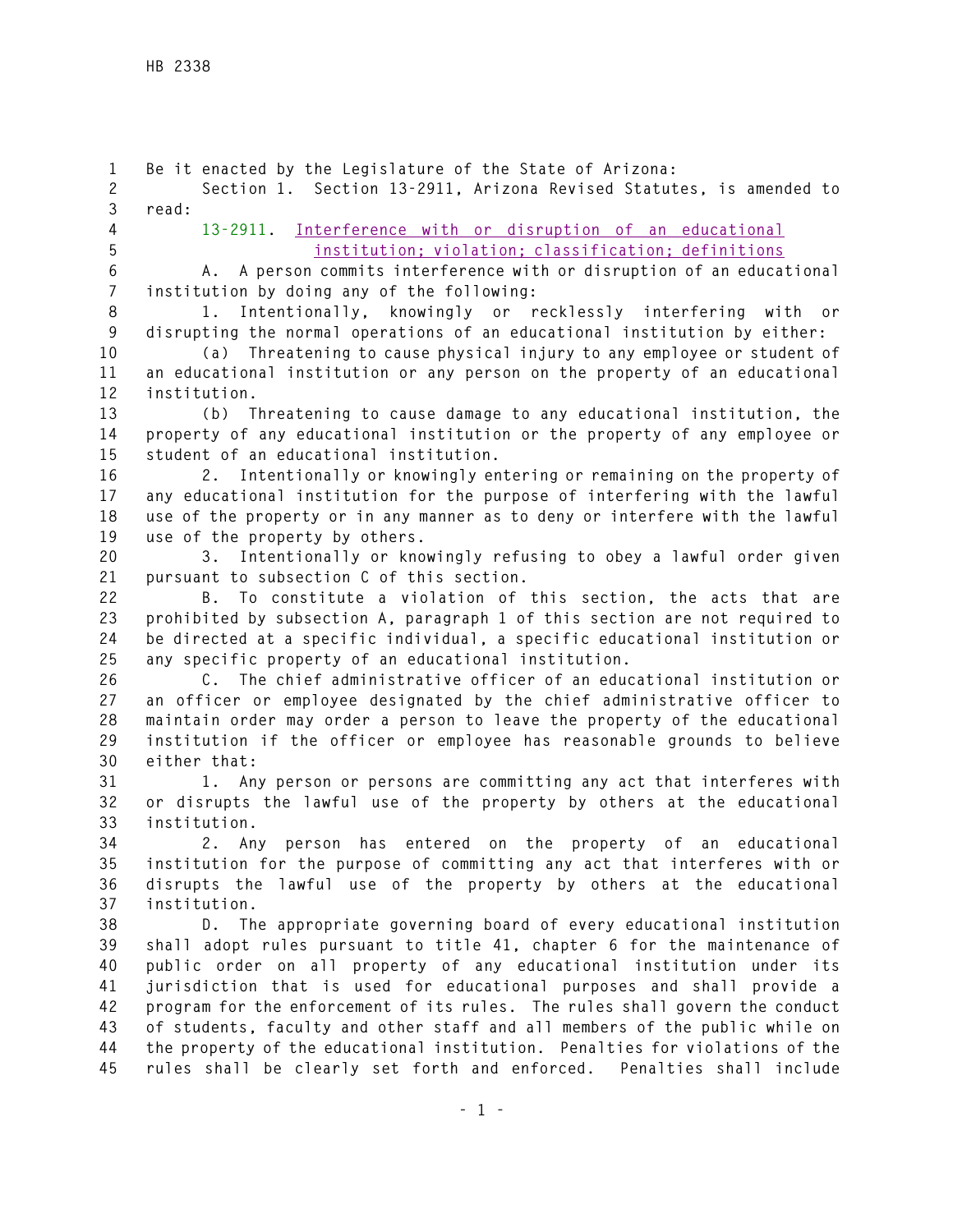Be it enacted by the Legislature of the State of Arizona:

Section 1. Section 13-2911, Arizona Revised Statutes, is amended to read:

13-2911. Interference with or disruption of an educational institution; violation; classification; definitions

A. A person commits interference with or disruption of an educational institution by doing any of the following:

1. Intentionally, knowingly or recklessly interfering with or disrupting the normal operations of an educational institution by either:

(a) Threatening to cause physical injury to any employee or student of an educational institution or any person on the property of an educational institution.

(b) Threatening to cause damage to any educational institution, the property of any educational institution or the property of any employee or student of an educational institution.

2. Intentionally or knowingly entering or remaining on the property of any educational institution for the purpose of interfering with the lawful use of the property or in any manner as to deny or interfere with the lawful use of the property by others.

3. Intentionally or knowingly refusing to obey a lawful order given pursuant to subsection C of this section.

B. To constitute a violation of this section, the acts that are prohibited by subsection A, paragraph 1 of this section are not required to be directed at a specific individual, a specific educational institution or any specific property of an educational institution.

C. The chief administrative officer of an educational institution or an officer or employee designated by the chief administrative officer to maintain order may order a person to leave the property of the educational institution if the officer or employee has reasonable grounds to believe either that:

1. Any person or persons are committing any act that interferes with or disrupts the lawful use of the property by others at the educational institution.

2. Any person has entered on the property of an educational institution for the purpose of committing any act that interferes with or disrupts the lawful use of the property by others at the educational institution.

D. The appropriate governing board of every educational institution shall adopt rules pursuant to title 41, chapter 6 for the maintenance of public order on all property of any educational institution under its jurisdiction that is used for educational purposes and shall provide a program for the enforcement of its rules. The rules shall govern the conduct of students, faculty and other staff and all members of the public while on the property of the educational institution. Penalties for violations of the rules shall be clearly set forth and enforced. Penalties shall include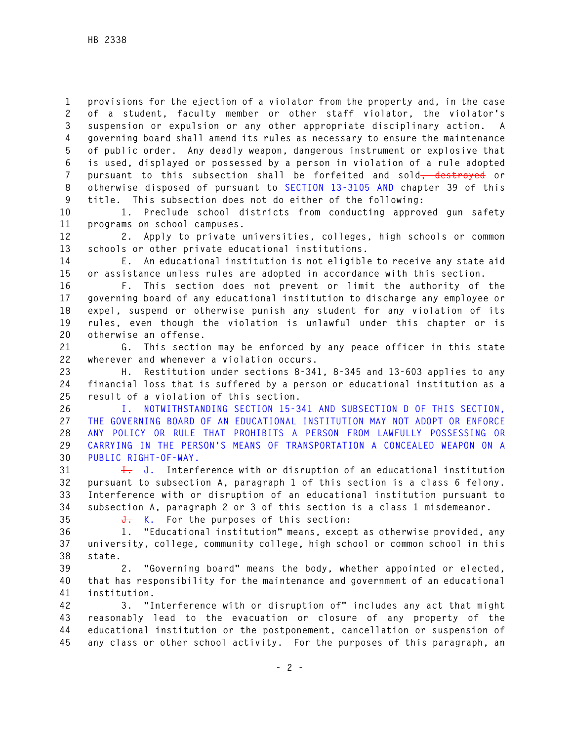provisions for the ejection of a violator from the property and, in the case of a student, faculty member or other staff violator, the violator's suspension or expulsion or any other appropriate disciplinary action. A governing board shall amend its rules as necessary to ensure the maintenance of public order. Any deadly weapon, dangerous instrument or explosive that is used, displayed or possessed by a person in violation of a rule adopted pursuant to this subsection shall be forfeited and sold~~, destroyed~~ or otherwise disposed of pursuant to SECTION 13-3105 AND chapter 39 of this title. This subsection does not do either of the following:

1. Preclude school districts from conducting approved gun safety programs on school campuses.

2. Apply to private universities, colleges, high schools or common schools or other private educational institutions.

E. An educational institution is not eligible to receive any state aid or assistance unless rules are adopted in accordance with this section.

F. This section does not prevent or limit the authority of the governing board of any educational institution to discharge any employee or expel, suspend or otherwise punish any student for any violation of its rules, even though the violation is unlawful under this chapter or is otherwise an offense.

G. This section may be enforced by any peace officer in this state wherever and whenever a violation occurs.

H. Restitution under sections 8-341, 8-345 and 13-603 applies to any financial loss that is suffered by a person or educational institution as a result of a violation of this section.

I. NOTWITHSTANDING SECTION 15-341 AND SUBSECTION D OF THIS SECTION, THE GOVERNING BOARD OF AN EDUCATIONAL INSTITUTION MAY NOT ADOPT OR ENFORCE ANY POLICY OR RULE THAT PROHIBITS A PERSON FROM LAWFULLY POSSESSING OR CARRYING IN THE PERSON'S MEANS OF TRANSPORTATION A CONCEALED WEAPON ON A PUBLIC RIGHT-OF-WAY.

~~I.~~ J. Interference with or disruption of an educational institution pursuant to subsection A, paragraph 1 of this section is a class 6 felony. Interference with or disruption of an educational institution pursuant to subsection A, paragraph 2 or 3 of this section is a class 1 misdemeanor.

~~J.~~ K. For the purposes of this section:

1. "Educational institution" means, except as otherwise provided, any university, college, community college, high school or common school in this state.

2. "Governing board" means the body, whether appointed or elected, that has responsibility for the maintenance and government of an educational institution.

3. "Interference with or disruption of" includes any act that might reasonably lead to the evacuation or closure of any property of the educational institution or the postponement, cancellation or suspension of any class or other school activity. For the purposes of this paragraph, an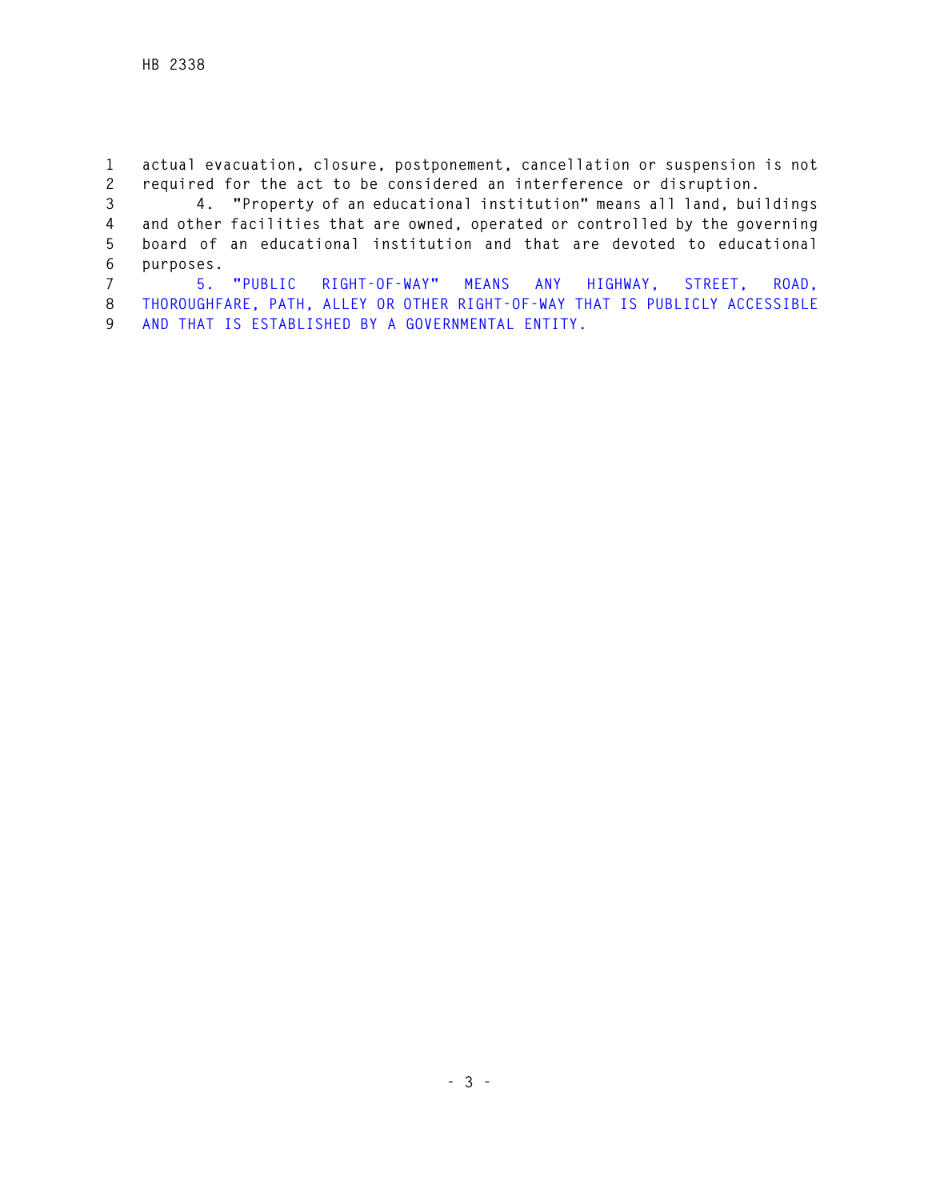actual evacuation, closure, postponement, cancellation or suspension is not required for the act to be considered an interference or disruption.

4. "Property of an educational institution" means all land, buildings and other facilities that are owned, operated or controlled by the governing board of an educational institution and that are devoted to educational purposes.

5. "PUBLIC RIGHT-OF-WAY" MEANS ANY HIGHWAY, STREET, ROAD, THOROUGHFARE, PATH, ALLEY OR OTHER RIGHT-OF-WAY THAT IS PUBLICLY ACCESSIBLE AND THAT IS ESTABLISHED BY A GOVERNMENTAL ENTITY.